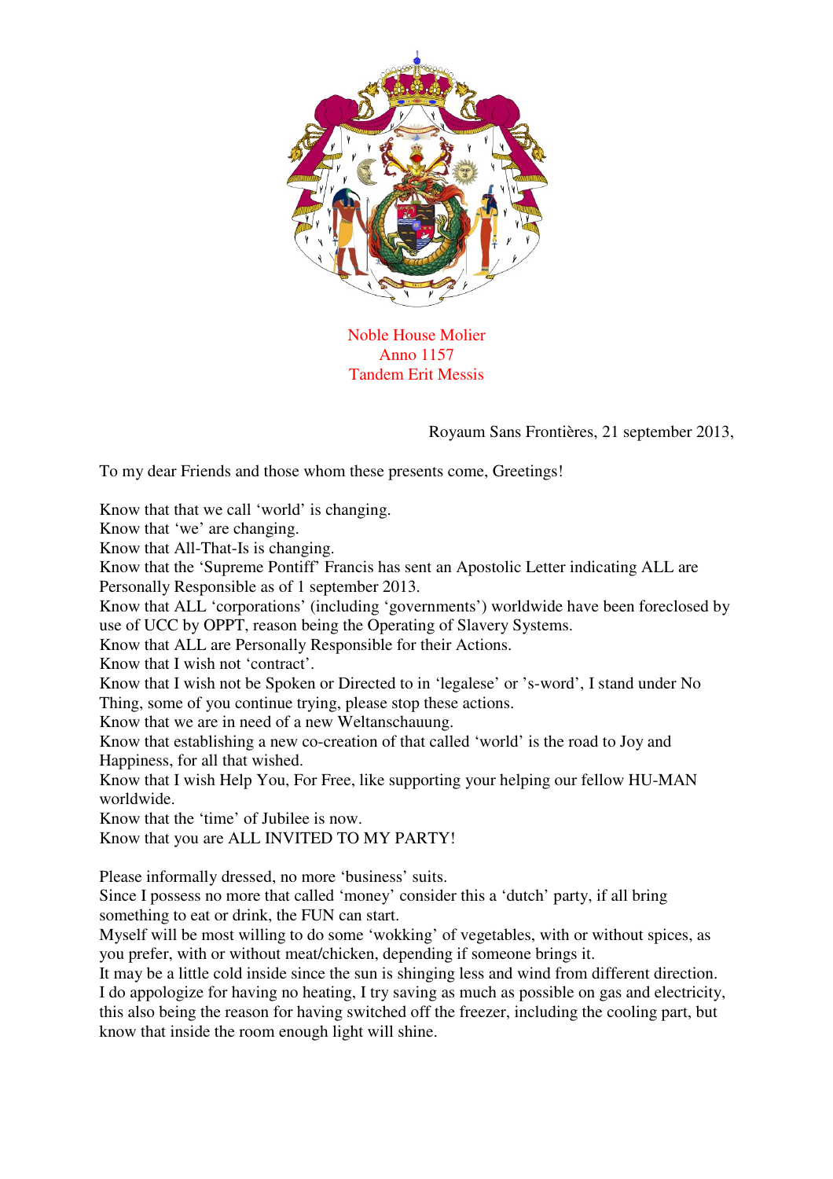Noble House Molier
Anno 1157
Tandem Erit Messis

Royaum Sans Frontières, 21 september 2013,

To my dear Friends and those whom these presents come, Greetings!

Know that that we call 'world' is changing.
Know that 'we' are changing.
Know that All-That-Is is changing.
Know that the 'Supreme Pontiff' Francis has sent an Apostolic Letter indicating ALL are Personally Responsible as of 1 september 2013.
Know that ALL 'corporations' (including 'governments') worldwide have been foreclosed by use of UCC by OPPT, reason being the Operating of Slavery Systems.
Know that ALL are Personally Responsible for their Actions.
Know that I wish not 'contract'.
Know that I wish not be Spoken or Directed to in 'legalese' or 's-word', I stand under No Thing, some of you continue trying, please stop these actions.
Know that we are in need of a new Weltanschauung.
Know that establishing a new co-creation of that called 'world' is the road to Joy and Happiness, for all that wished.
Know that I wish Help You, For Free, like supporting your helping our fellow HU-MAN worldwide.
Know that the 'time' of Jubilee is now.
Know that you are ALL INVITED TO MY PARTY!

Please informally dressed, no more 'business' suits.
Since I possess no more that called 'money' consider this a 'dutch' party, if all bring something to eat or drink, the FUN can start.
Myself will be most willing to do some 'wokking' of vegetables, with or without spices, as you prefer, with or without meat/chicken, depending if someone brings it.
It may be a little cold inside since the sun is shinging less and wind from different direction.
I do appologize for having no heating, I try saving as much as possible on gas and electricity, this also being the reason for having switched off the freezer, including the cooling part, but know that inside the room enough light will shine.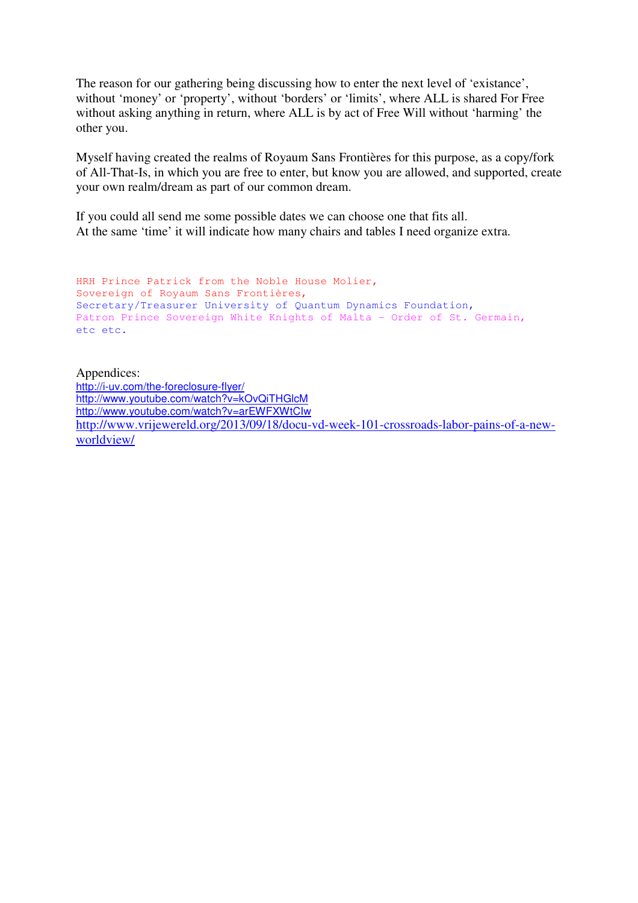The reason for our gathering being discussing how to enter the next level of 'existance', without 'money' or 'property', without 'borders' or 'limits', where ALL is shared For Free without asking anything in return, where ALL is by act of Free Will without 'harming' the other you.

Myself having created the realms of Royaum Sans Frontières for this purpose, as a copy/fork of All-That-Is, in which you are free to enter, but know you are allowed, and supported, create your own realm/dream as part of our common dream.

If you could all send me some possible dates we can choose one that fits all.
At the same 'time' it will indicate how many chairs and tables I need organize extra.

HRH Prince Patrick from the Noble House Molier,
Sovereign of Royaum Sans Frontières,
Secretary/Treasurer University of Quantum Dynamics Foundation,
Patron Prince Sovereign White Knights of Malta - Order of St. Germain,
etc etc.

Appendices:
http://i-uv.com/the-foreclosure-flyer/
http://www.youtube.com/watch?v=kOvQiTHGlcM
http://www.youtube.com/watch?v=arEWFXWtCIw
http://www.vrijewereld.org/2013/09/18/docu-vd-week-101-crossroads-labor-pains-of-a-new-worldview/